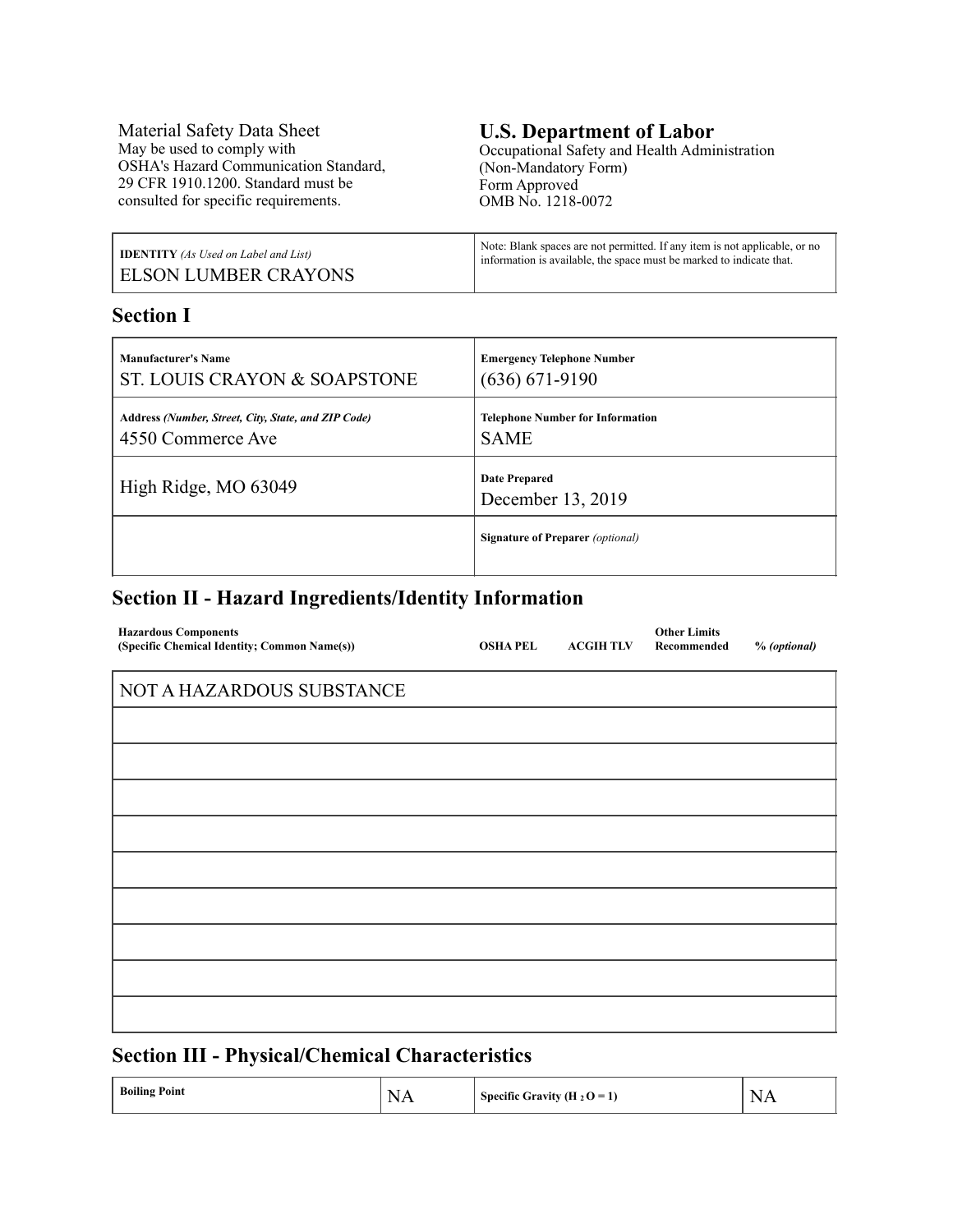Material Safety Data Sheet
May be used to comply with
OSHA's Hazard Communication Standard,
29 CFR 1910.1200. Standard must be
consulted for specific requirements.

## U.S. Department of Labor

Occupational Safety and Health Administration
(Non-Mandatory Form)
Form Approved
OMB No. 1218-0072

| **IDENTITY** *(As Used on Label and List)* | Note: Blank spaces are not permitted. If any item is not applicable, or no information is available, the space must be marked to indicate that. |
|---|---|
| ELSON LUMBER CRAYONS | |

## Section I

| **Manufacturer's Name** | **Emergency Telephone Number** |
|---|---|
| ST. LOUIS CRAYON & SOAPSTONE | (636) 671-9190 |
| **Address** *(Number, Street, City, State, and ZIP Code)* | **Telephone Number for Information** |
| 4550 Commerce Ave | SAME |
| High Ridge, MO 63049 | **Date Prepared** December 13, 2019 |
| | **Signature of Preparer** *(optional)* |

## Section II - Hazard Ingredients/Identity Information

| **Hazardous Components (Specific Chemical Identity; Common Name(s))** | **OSHA PEL** | **ACGIH TLV** | **Other Limits Recommended** | **%** *(optional)* |
|---|---|---|---|---|
| NOT A HAZARDOUS SUBSTANCE | | | | |
| | | | | |
| | | | | |
| | | | | |
| | | | | |
| | | | | |
| | | | | |
| | | | | |
| | | | | |
| | | | | |

## Section III - Physical/Chemical Characteristics

| **Boiling Point** | NA | **Specific Gravity ($H_2O$ = 1)** | NA |
|---|---|---|---|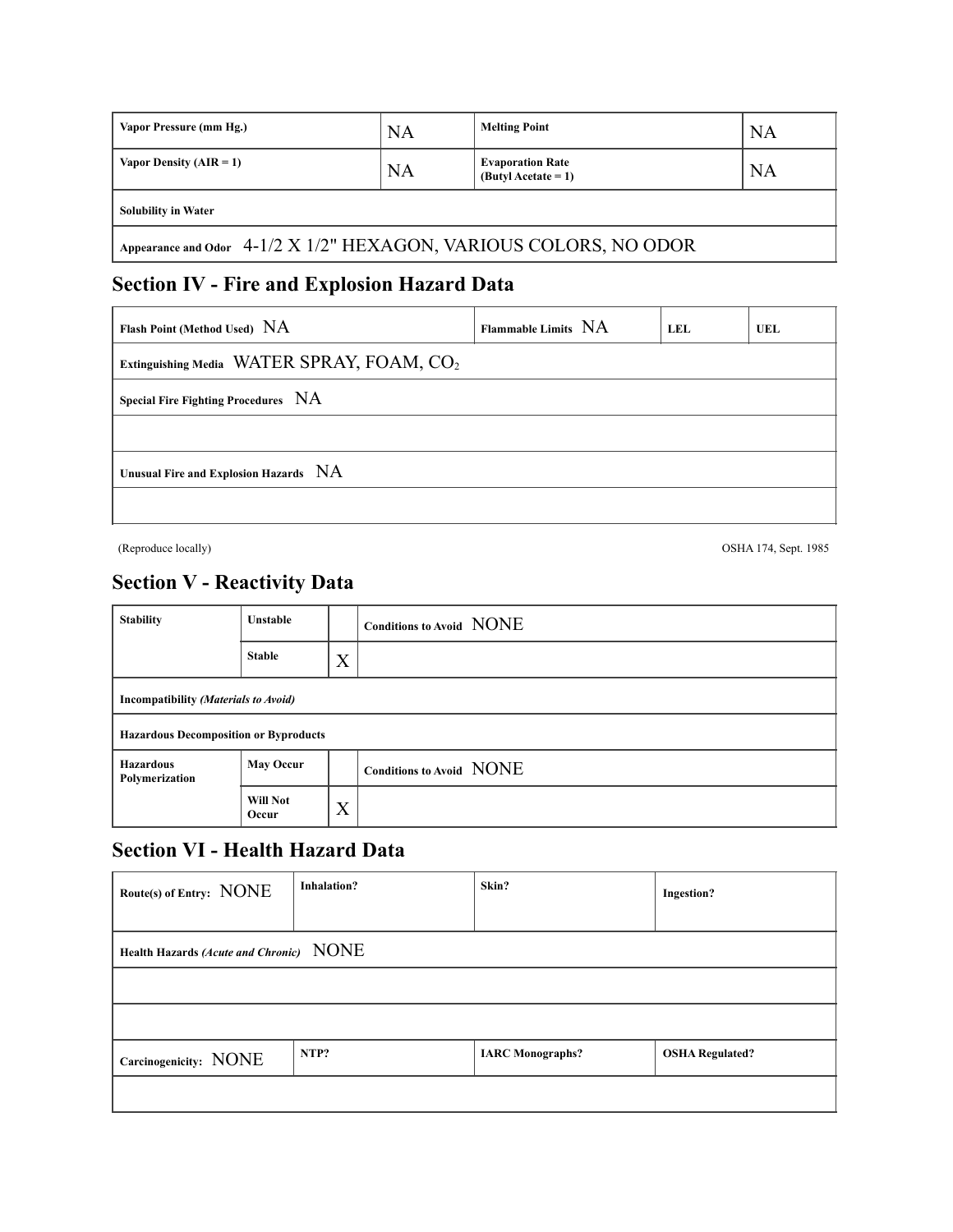| Vapor Pressure (mm Hg.) | NA | Melting Point | NA |
| --- | --- | --- | --- |
| Vapor Density (AIR = 1) | NA | Evaporation Rate (Butyl Acetate = 1) | NA |
| Solubility in Water | | | |
| Appearance and Odor 4-1/2 X 1/2" HEXAGON, VARIOUS COLORS, NO ODOR | | | |

## Section IV - Fire and Explosion Hazard Data

| Flash Point (Method Used) NA | Flammable Limits NA | LEL | UEL |
| --- | --- | --- | --- |
| Extinguishing Media WATER SPRAY, FOAM, $CO_2$ | | | |
| Special Fire Fighting Procedures NA | | | |
| | | | |
| Unusual Fire and Explosion Hazards NA | | | |
| | | | |

(Reproduce locally) OSHA 174, Sept. 1985

## Section V - Reactivity Data

| Stability | Unstable | | Conditions to Avoid NONE |
| --- | --- | --- | --- |
| | Stable | X | |
| Incompatibility *(Materials to Avoid)* | | | |
| Hazardous Decomposition or Byproducts | | | |
| Hazardous Polymerization | May Occur | | Conditions to Avoid NONE |
| | Will Not Occur | X | |

## Section VI - Health Hazard Data

| Route(s) of Entry: NONE | Inhalation? | Skin? | Ingestion? |
| --- | --- | --- | --- |
| Health Hazards *(Acute and Chronic)* NONE | | | |
| | | | |
| | | | |
| Carcinogenicity: NONE | NTP? | IARC Monographs? | OSHA Regulated? |
| | | | |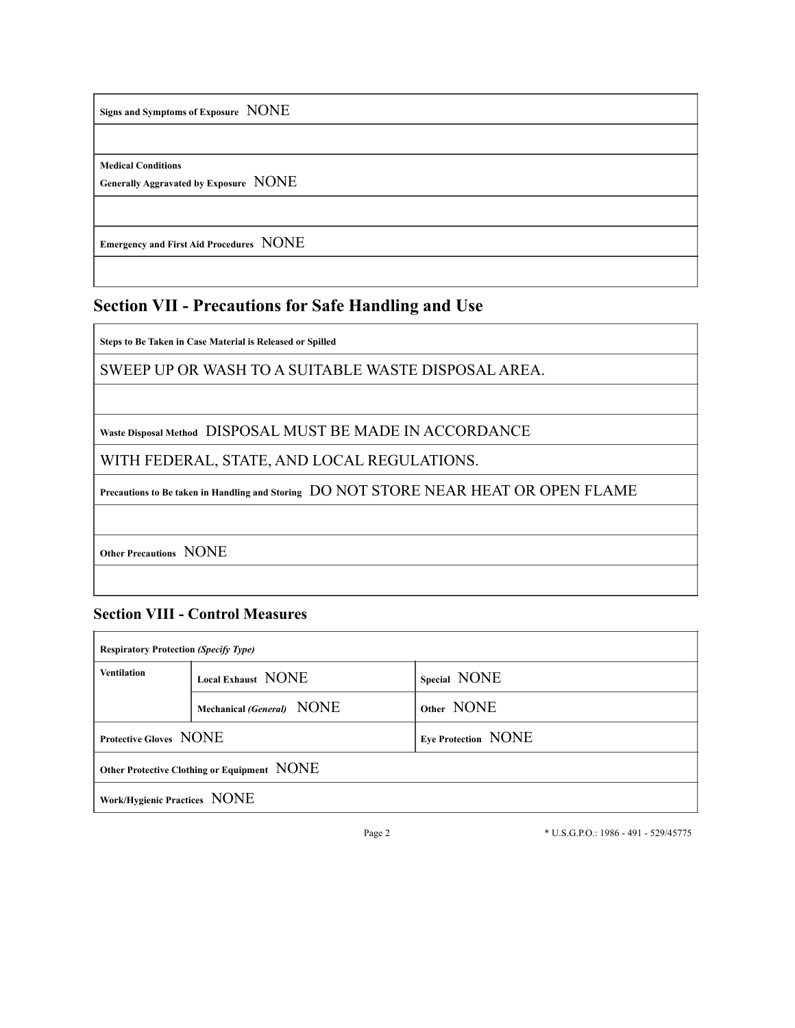| |
|---|
| **Signs and Symptoms of Exposure** NONE |
| |
| **Medical Conditions**<br>**Generally Aggravated by Exposure** NONE |
| |
| **Emergency and First Aid Procedures** NONE |
| |

## Section VII - Precautions for Safe Handling and Use

| |
|---|
| **Steps to Be Taken in Case Material is Released or Spilled** |
| SWEEP UP OR WASH TO A SUITABLE WASTE DISPOSAL AREA. |
| |
| **Waste Disposal Method** DISPOSAL MUST BE MADE IN ACCORDANCE |
| WITH FEDERAL, STATE, AND LOCAL REGULATIONS. |
| **Precautions to Be taken in Handling and Storing** DO NOT STORE NEAR HEAT OR OPEN FLAME |
| |
| **Other Precautions** NONE |
| |

## Section VIII - Control Measures

| | | |
|---|---|---|
| **Respiratory Protection** ***(Specify Type)*** | | |
| **Ventilation** | **Local Exhaust** NONE | **Special** NONE |
| | **Mechanical** ***(General)*** NONE | **Other** NONE |
| **Protective Gloves** NONE | | **Eye Protection** NONE |
| **Other Protective Clothing or Equipment** NONE | | |
| **Work/Hygienic Practices** NONE | | |

* U.S.G.P.O.: 1986 - 491 - 529/45775